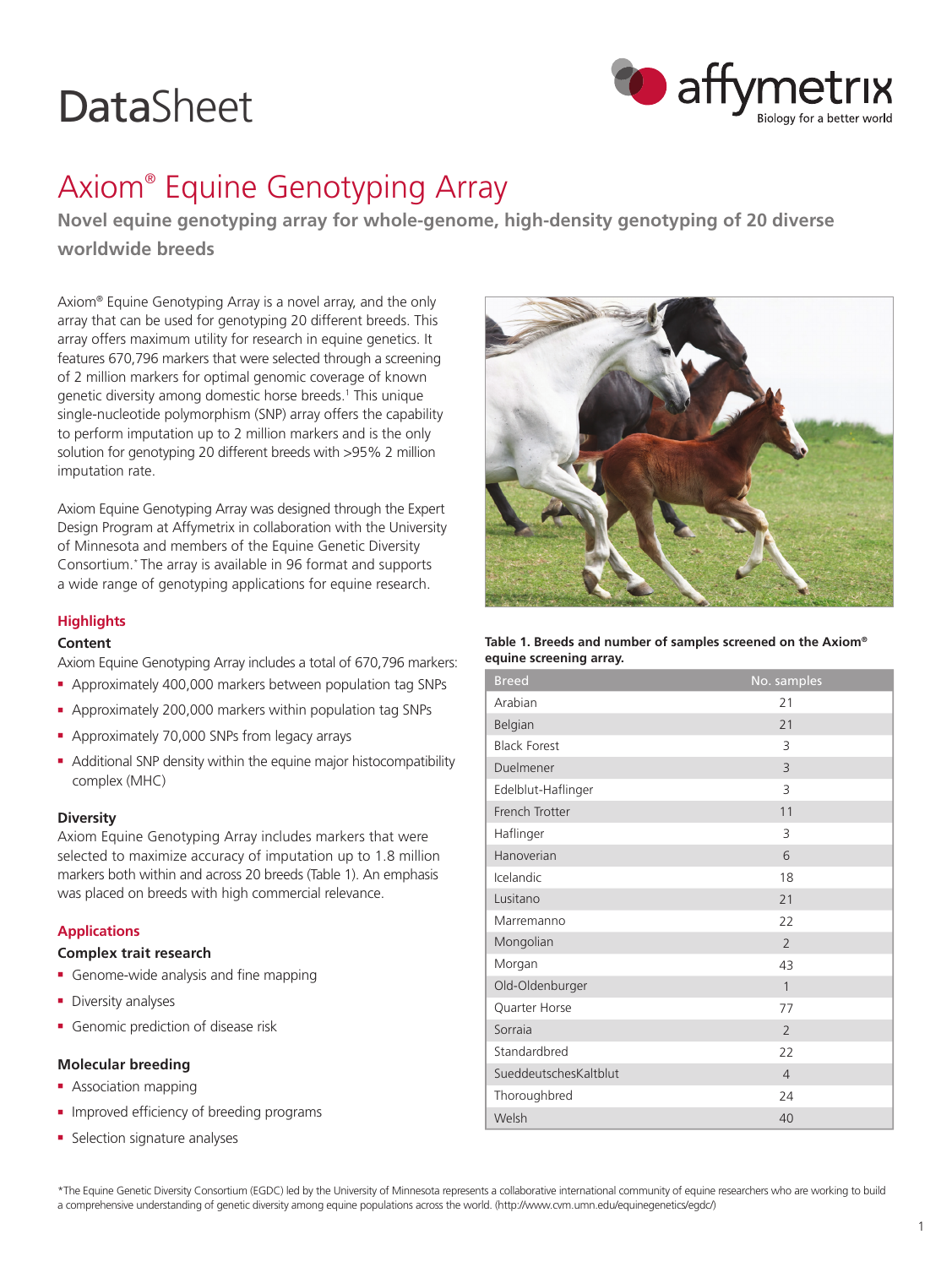# DataSheet

## Axiom® Equine Genotyping Array

**Novel equine genotyping array for whole-genome, high-density genotyping of 20 diverse worldwide breeds**

Axiom® Equine Genotyping Array is a novel array, and the only array that can be used for genotyping 20 different breeds. This array offers maximum utility for research in equine genetics. It features 670,796 markers that were selected through a screening of 2 million markers for optimal genomic coverage of known genetic diversity among domestic horse breeds.[1] This unique single-nucleotide polymorphism (SNP) array offers the capability to perform imputation up to 2 million markers and is the only solution for genotyping 20 different breeds with >95% 2 million imputation rate.

Axiom Equine Genotyping Array was designed through the Expert Design Program at Affymetrix in collaboration with the University of Minnesota and members of the Equine Genetic Diversity Consortium.* The array is available in 96 format and supports a wide range of genotyping applications for equine research.

### Highlights

#### Content

Axiom Equine Genotyping Array includes a total of 670,796 markers:

- Approximately 400,000 markers between population tag SNPs
- Approximately 200,000 markers within population tag SNPs
- Approximately 70,000 SNPs from legacy arrays
- Additional SNP density within the equine major histocompatibility complex (MHC)

#### Diversity

Axiom Equine Genotyping Array includes markers that were selected to maximize accuracy of imputation up to 1.8 million markers both within and across 20 breeds (Table 1). An emphasis was placed on breeds with high commercial relevance.

### Applications

#### Complex trait research

- Genome-wide analysis and fine mapping
- Diversity analyses
- Genomic prediction of disease risk

#### Molecular breeding

- Association mapping
- Improved efficiency of breeding programs
- Selection signature analyses

**Table 1. Breeds and number of samples screened on the Axiom® equine screening array.**

| Breed | No. samples |
|---|---|
| Arabian | 21 |
| Belgian | 21 |
| Black Forest | 3 |
| Duelmener | 3 |
| Edelblut-Haflinger | 3 |
| French Trotter | 11 |
| Haflinger | 3 |
| Hanoverian | 6 |
| Icelandic | 18 |
| Lusitano | 21 |
| Marremanno | 22 |
| Mongolian | 2 |
| Morgan | 43 |
| Old-Oldenburger | 1 |
| Quarter Horse | 77 |
| Sorraia | 2 |
| Standardbred | 22 |
| SueddeutschesKaltblut | 4 |
| Thoroughbred | 24 |
| Welsh | 40 |

*The Equine Genetic Diversity Consortium (EGDC) led by the University of Minnesota represents a collaborative international community of equine researchers who are working to build a comprehensive understanding of genetic diversity among equine populations across the world. (http://www.cvm.umn.edu/equinegenetics/egdc/)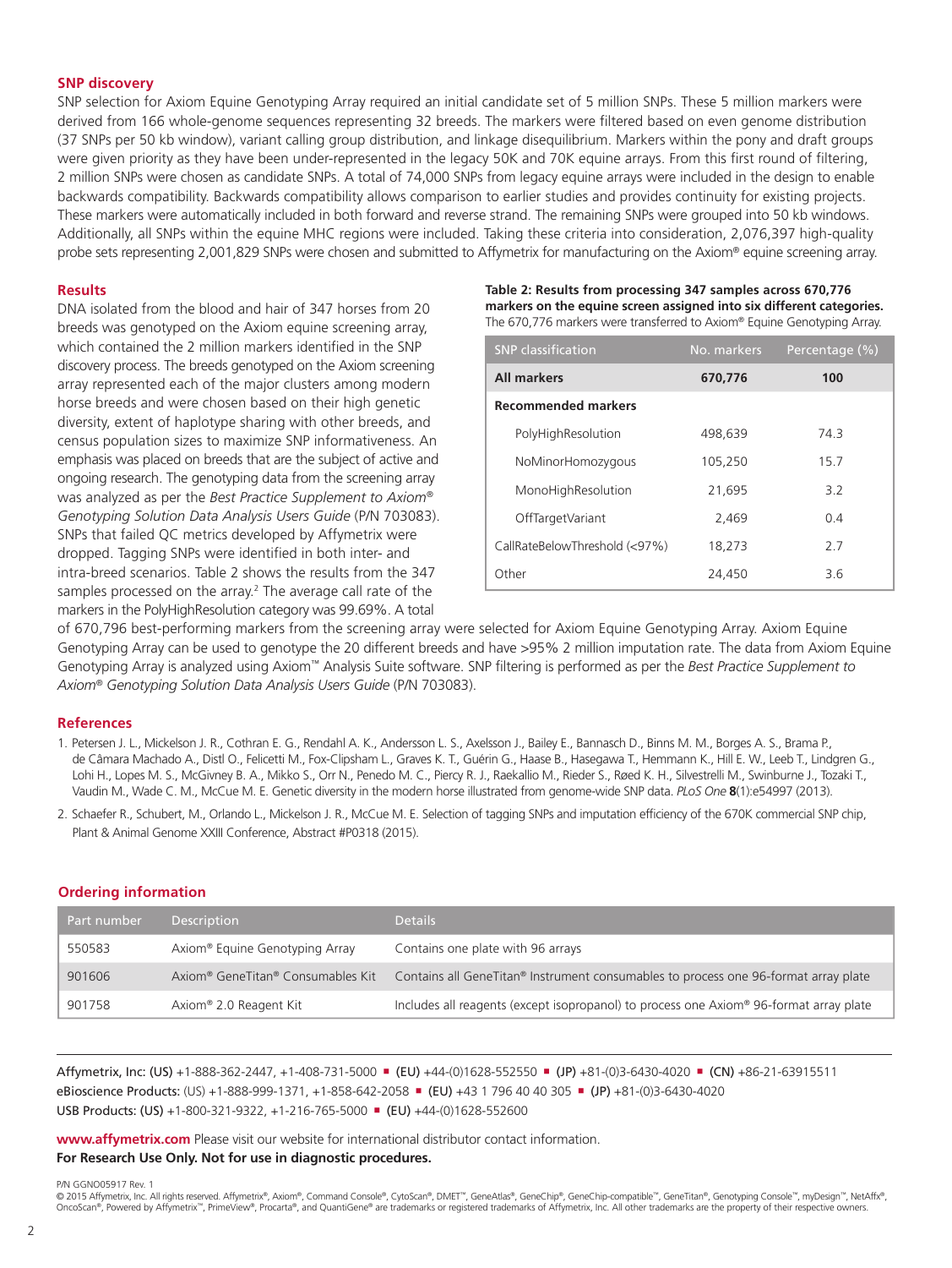## SNP discovery

SNP selection for Axiom Equine Genotyping Array required an initial candidate set of 5 million SNPs. These 5 million markers were derived from 166 whole-genome sequences representing 32 breeds. The markers were filtered based on even genome distribution (37 SNPs per 50 kb window), variant calling group distribution, and linkage disequilibrium. Markers within the pony and draft groups were given priority as they have been under-represented in the legacy 50K and 70K equine arrays. From this first round of filtering, 2 million SNPs were chosen as candidate SNPs. A total of 74,000 SNPs from legacy equine arrays were included in the design to enable backwards compatibility. Backwards compatibility allows comparison to earlier studies and provides continuity for existing projects. These markers were automatically included in both forward and reverse strand. The remaining SNPs were grouped into 50 kb windows. Additionally, all SNPs within the equine MHC regions were included. Taking these criteria into consideration, 2,076,397 high-quality probe sets representing 2,001,829 SNPs were chosen and submitted to Affymetrix for manufacturing on the Axiom® equine screening array.

## Results

DNA isolated from the blood and hair of 347 horses from 20 breeds was genotyped on the Axiom equine screening array, which contained the 2 million markers identified in the SNP discovery process. The breeds genotyped on the Axiom screening array represented each of the major clusters among modern horse breeds and were chosen based on their high genetic diversity, extent of haplotype sharing with other breeds, and census population sizes to maximize SNP informativeness. An emphasis was placed on breeds that are the subject of active and ongoing research. The genotyping data from the screening array was analyzed as per the *Best Practice Supplement to Axiom® Genotyping Solution Data Analysis Users Guide* (P/N 703083). SNPs that failed QC metrics developed by Affymetrix were dropped. Tagging SNPs were identified in both inter- and intra-breed scenarios. Table 2 shows the results from the 347 samples processed on the array.[2] The average call rate of the markers in the PolyHighResolution category was 99.69%. A total of 670,796 best-performing markers from the screening array were selected for Axiom Equine Genotyping Array. Axiom Equine Genotyping Array can be used to genotype the 20 different breeds and have >95% 2 million imputation rate. The data from Axiom Equine Genotyping Array is analyzed using Axiom™ Analysis Suite software. SNP filtering is performed as per the *Best Practice Supplement to Axiom® Genotyping Solution Data Analysis Users Guide* (P/N 703083).

**Table 2: Results from processing 347 samples across 670,776 markers on the equine screen assigned into six different categories.** The 670,776 markers were transferred to Axiom® Equine Genotyping Array.

| SNP classification | No. markers | Percentage (%) |
|---|---|---|
| **All markers** | **670,776** | **100** |
| **Recommended markers** | | |
| PolyHighResolution | 498,639 | 74.3 |
| NoMinorHomozygous | 105,250 | 15.7 |
| MonoHighResolution | 21,695 | 3.2 |
| OffTargetVariant | 2,469 | 0.4 |
| CallRateBelowThreshold (<97%) | 18,273 | 2.7 |
| Other | 24,450 | 3.6 |

## References

1. Petersen J. L., Mickelson J. R., Cothran E. G., Rendahl A. K., Andersson L. S., Axelsson J., Bailey E., Bannasch D., Binns M. M., Borges A. S., Brama P., de Câmara Machado A., Distl O., Felicetti M., Fox-Clipsham L., Graves K. T., Guérin G., Haase B., Hasegawa T., Hemmann K., Hill E. W., Leeb T., Lindgren G., Lohi H., Lopes M. S., McGivney B. A., Mikko S., Orr N., Penedo M. C., Piercy R. J., Raekallio M., Rieder S., Røed K. H., Silvestrelli M., Swinburne J., Tozaki T., Vaudin M., Wade C. M., McCue M. E. Genetic diversity in the modern horse illustrated from genome-wide SNP data. *PLoS One* **8**(1):e54997 (2013).
2. Schaefer R., Schubert, M., Orlando L., Mickelson J. R., McCue M. E. Selection of tagging SNPs and imputation efficiency of the 670K commercial SNP chip, Plant & Animal Genome XXIII Conference, Abstract #P0318 (2015).

## Ordering information

| Part number | Description | Details |
|---|---|---|
| 550583 | Axiom® Equine Genotyping Array | Contains one plate with 96 arrays |
| 901606 | Axiom® GeneTitan® Consumables Kit | Contains all GeneTitan® Instrument consumables to process one 96-format array plate |
| 901758 | Axiom® 2.0 Reagent Kit | Includes all reagents (except isopropanol) to process one Axiom® 96-format array plate |

Affymetrix, Inc: (US) +1-888-362-2447, +1-408-731-5000 ▪ (EU) +44-(0)1628-552550 ▪ (JP) +81-(0)3-6430-4020 ▪ (CN) +86-21-63915511
eBioscience Products: (US) +1-888-999-1371, +1-858-642-2058 ▪ (EU) +43 1 796 40 40 305 ▪ (JP) +81-(0)3-6430-4020
USB Products: (US) +1-800-321-9322, +1-216-765-5000 ▪ (EU) +44-(0)1628-552600

**www.affymetrix.com** Please visit our website for international distributor contact information.
**For Research Use Only. Not for use in diagnostic procedures.**

P/N GGNO05917 Rev. 1
© 2015 Affymetrix, Inc. All rights reserved. Affymetrix®, Axiom®, Command Console®, CytoScan®, DMET™, GeneAtlas®, GeneChip®, GeneChip-compatible™, GeneTitan®, Genotyping Console™, myDesign™, NetAffx®, OncoScan®, Powered by Affymetrix™, PrimeView®, Procarta®, and QuantiGene® are trademarks or registered trademarks of Affymetrix, Inc. All other trademarks are the property of their respective owners.